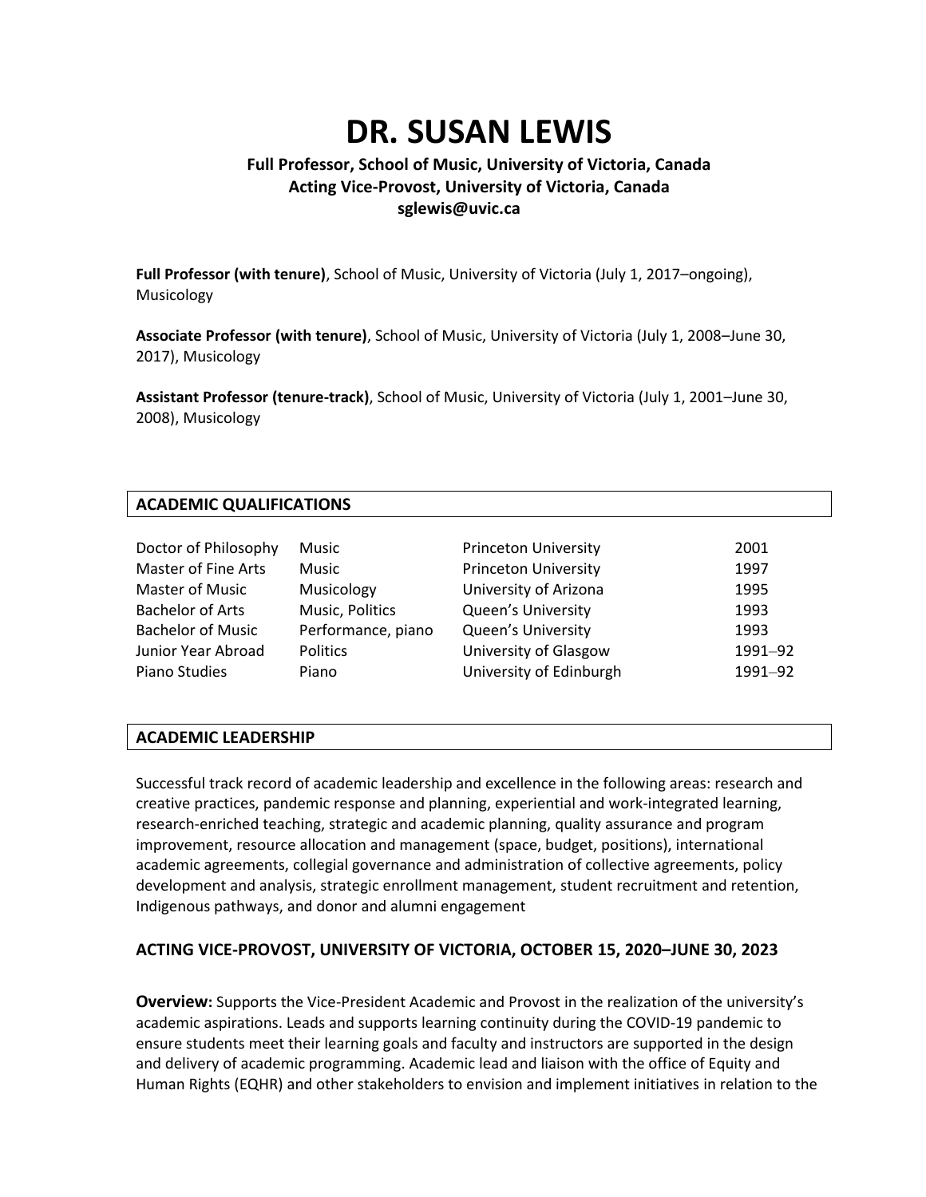# DR. SUSAN LEWIS

**Full Professor, School of Music, University of Victoria, Canada**
**Acting Vice-Provost, University of Victoria, Canada**
**sglewis@uvic.ca**

**Full Professor (with tenure)**, School of Music, University of Victoria (July 1, 2017–ongoing), Musicology

**Associate Professor (with tenure)**, School of Music, University of Victoria (July 1, 2008–June 30, 2017), Musicology

**Assistant Professor (tenure-track)**, School of Music, University of Victoria (July 1, 2001–June 30, 2008), Musicology

## ACADEMIC QUALIFICATIONS

| | | | |
|---|---|---|---|
| Doctor of Philosophy | Music | Princeton University | 2001 |
| Master of Fine Arts | Music | Princeton University | 1997 |
| Master of Music | Musicology | University of Arizona | 1995 |
| Bachelor of Arts | Music, Politics | Queen's University | 1993 |
| Bachelor of Music | Performance, piano | Queen's University | 1993 |
| Junior Year Abroad | Politics | University of Glasgow | 1991–92 |
| Piano Studies | Piano | University of Edinburgh | 1991–92 |

## ACADEMIC LEADERSHIP

Successful track record of academic leadership and excellence in the following areas: research and creative practices, pandemic response and planning, experiential and work-integrated learning, research-enriched teaching, strategic and academic planning, quality assurance and program improvement, resource allocation and management (space, budget, positions), international academic agreements, collegial governance and administration of collective agreements, policy development and analysis, strategic enrollment management, student recruitment and retention, Indigenous pathways, and donor and alumni engagement

### ACTING VICE-PROVOST, UNIVERSITY OF VICTORIA, OCTOBER 15, 2020–JUNE 30, 2023

**Overview:** Supports the Vice-President Academic and Provost in the realization of the university's academic aspirations. Leads and supports learning continuity during the COVID-19 pandemic to ensure students meet their learning goals and faculty and instructors are supported in the design and delivery of academic programming. Academic lead and liaison with the office of Equity and Human Rights (EQHR) and other stakeholders to envision and implement initiatives in relation to the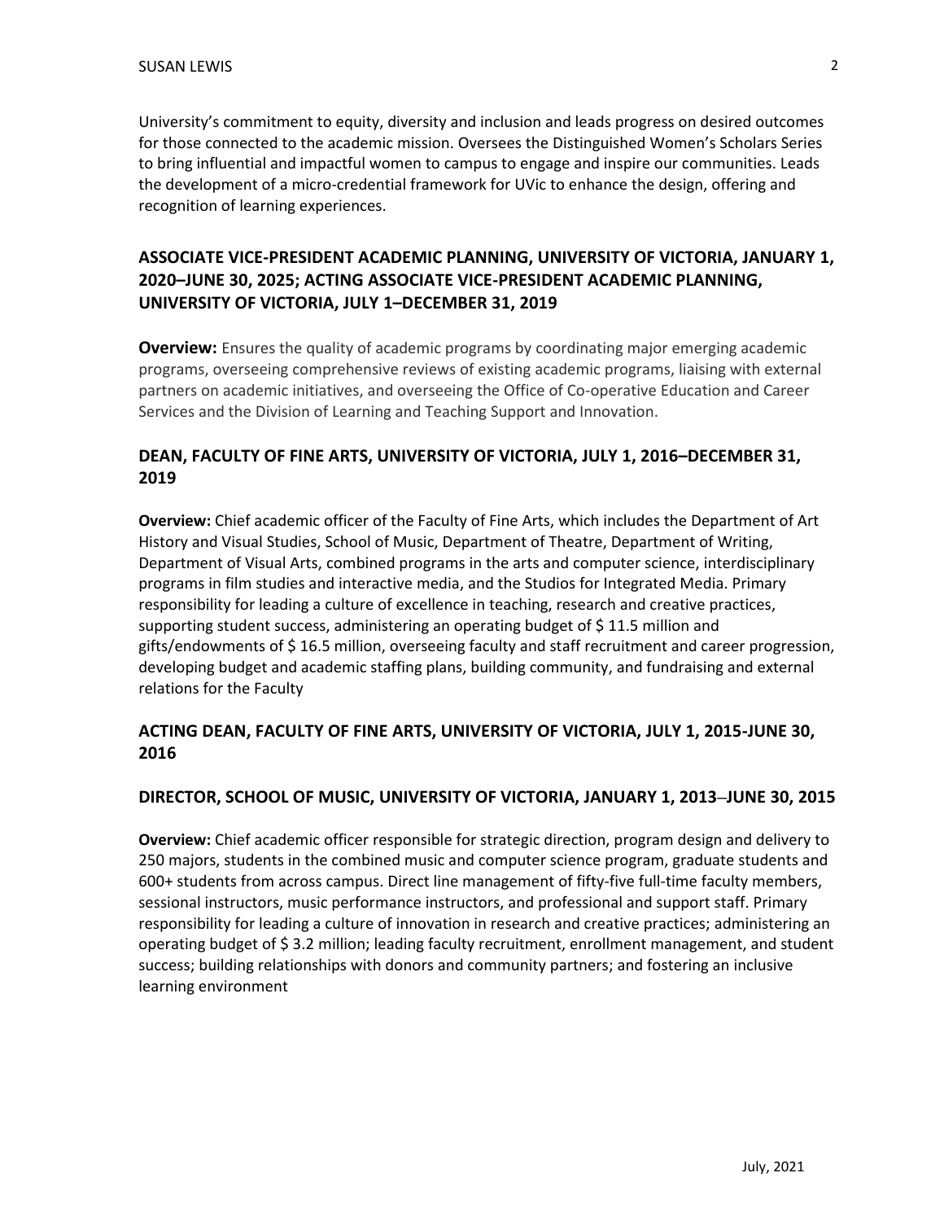University's commitment to equity, diversity and inclusion and leads progress on desired outcomes for those connected to the academic mission. Oversees the Distinguished Women's Scholars Series to bring influential and impactful women to campus to engage and inspire our communities. Leads the development of a micro-credential framework for UVic to enhance the design, offering and recognition of learning experiences.

### ASSOCIATE VICE-PRESIDENT ACADEMIC PLANNING, UNIVERSITY OF VICTORIA, JANUARY 1, 2020–JUNE 30, 2025; ACTING ASSOCIATE VICE-PRESIDENT ACADEMIC PLANNING, UNIVERSITY OF VICTORIA, JULY 1–DECEMBER 31, 2019

**Overview:** Ensures the quality of academic programs by coordinating major emerging academic programs, overseeing comprehensive reviews of existing academic programs, liaising with external partners on academic initiatives, and overseeing the Office of Co-operative Education and Career Services and the Division of Learning and Teaching Support and Innovation.

### DEAN, FACULTY OF FINE ARTS, UNIVERSITY OF VICTORIA, JULY 1, 2016–DECEMBER 31, 2019

**Overview:** Chief academic officer of the Faculty of Fine Arts, which includes the Department of Art History and Visual Studies, School of Music, Department of Theatre, Department of Writing, Department of Visual Arts, combined programs in the arts and computer science, interdisciplinary programs in film studies and interactive media, and the Studios for Integrated Media. Primary responsibility for leading a culture of excellence in teaching, research and creative practices, supporting student success, administering an operating budget of $ 11.5 million and gifts/endowments of $ 16.5 million, overseeing faculty and staff recruitment and career progression, developing budget and academic staffing plans, building community, and fundraising and external relations for the Faculty

### ACTING DEAN, FACULTY OF FINE ARTS, UNIVERSITY OF VICTORIA, JULY 1, 2015-JUNE 30, 2016

### DIRECTOR, SCHOOL OF MUSIC, UNIVERSITY OF VICTORIA, JANUARY 1, 2013–JUNE 30, 2015

**Overview:** Chief academic officer responsible for strategic direction, program design and delivery to 250 majors, students in the combined music and computer science program, graduate students and 600+ students from across campus. Direct line management of fifty-five full-time faculty members, sessional instructors, music performance instructors, and professional and support staff. Primary responsibility for leading a culture of innovation in research and creative practices; administering an operating budget of $ 3.2 million; leading faculty recruitment, enrollment management, and student success; building relationships with donors and community partners; and fostering an inclusive learning environment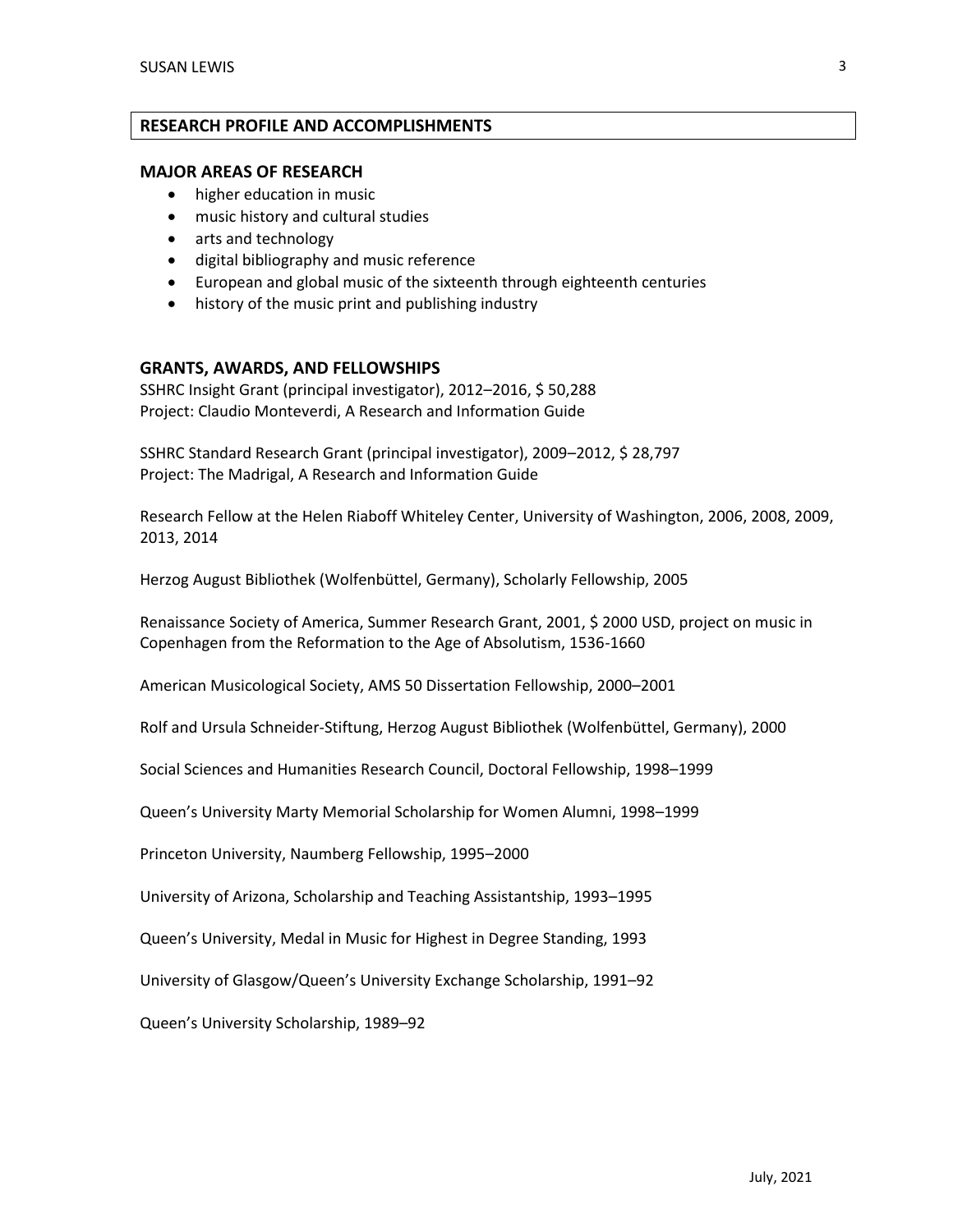## RESEARCH PROFILE AND ACCOMPLISHMENTS

### MAJOR AREAS OF RESEARCH

- higher education in music
- music history and cultural studies
- arts and technology
- digital bibliography and music reference
- European and global music of the sixteenth through eighteenth centuries
- history of the music print and publishing industry

### GRANTS, AWARDS, AND FELLOWSHIPS

SSHRC Insight Grant (principal investigator), 2012–2016, $ 50,288
Project: Claudio Monteverdi, A Research and Information Guide

SSHRC Standard Research Grant (principal investigator), 2009–2012, $ 28,797
Project: The Madrigal, A Research and Information Guide

Research Fellow at the Helen Riaboff Whiteley Center, University of Washington, 2006, 2008, 2009, 2013, 2014

Herzog August Bibliothek (Wolfenbüttel, Germany), Scholarly Fellowship, 2005

Renaissance Society of America, Summer Research Grant, 2001, $ 2000 USD, project on music in Copenhagen from the Reformation to the Age of Absolutism, 1536-1660

American Musicological Society, AMS 50 Dissertation Fellowship, 2000–2001

Rolf and Ursula Schneider-Stiftung, Herzog August Bibliothek (Wolfenbüttel, Germany), 2000

Social Sciences and Humanities Research Council, Doctoral Fellowship, 1998–1999

Queen's University Marty Memorial Scholarship for Women Alumni, 1998–1999

Princeton University, Naumberg Fellowship, 1995–2000

University of Arizona, Scholarship and Teaching Assistantship, 1993–1995

Queen's University, Medal in Music for Highest in Degree Standing, 1993

University of Glasgow/Queen's University Exchange Scholarship, 1991–92

Queen's University Scholarship, 1989–92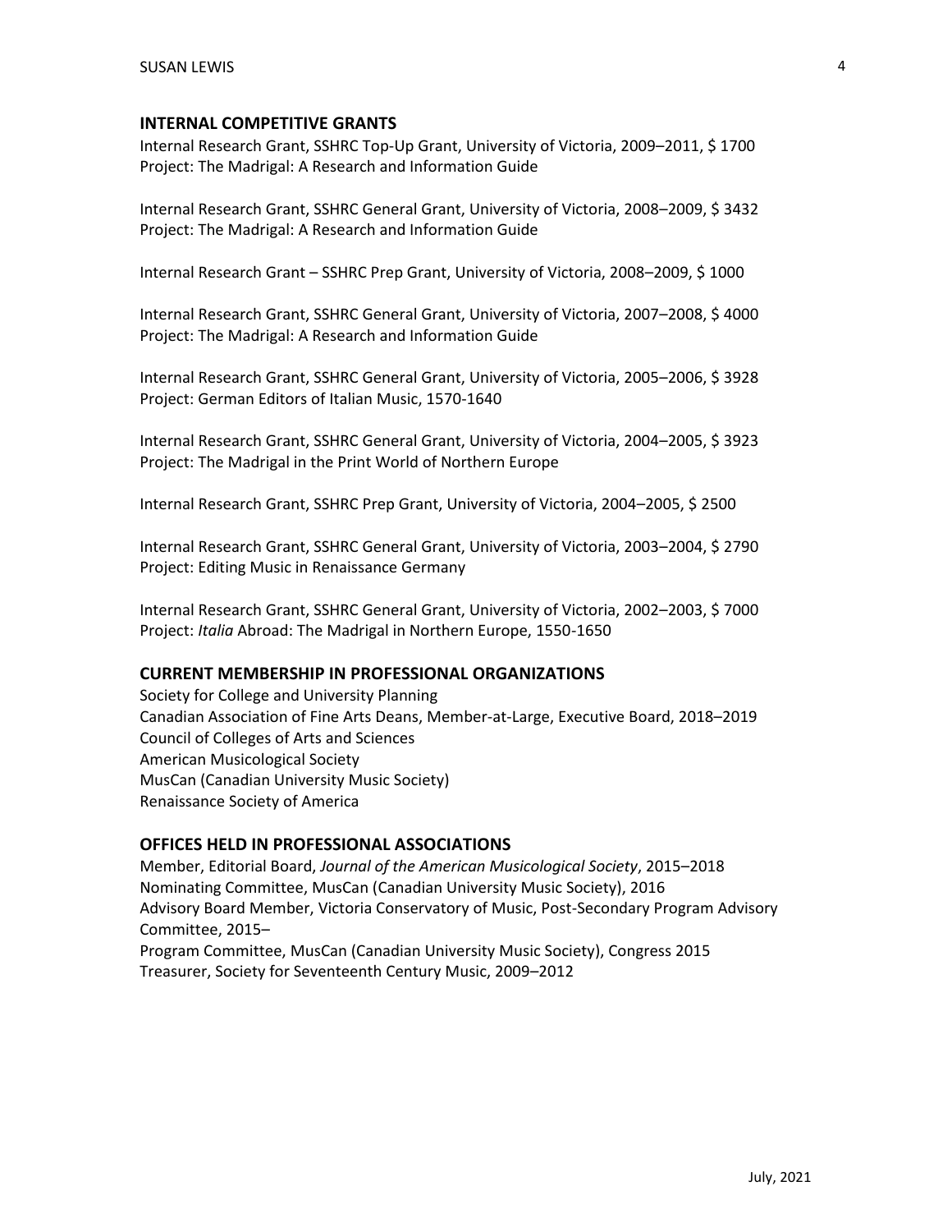## INTERNAL COMPETITIVE GRANTS

Internal Research Grant, SSHRC Top-Up Grant, University of Victoria, 2009–2011, $ 1700
Project: The Madrigal: A Research and Information Guide

Internal Research Grant, SSHRC General Grant, University of Victoria, 2008–2009, $ 3432
Project: The Madrigal: A Research and Information Guide

Internal Research Grant – SSHRC Prep Grant, University of Victoria, 2008–2009, $ 1000

Internal Research Grant, SSHRC General Grant, University of Victoria, 2007–2008, $ 4000
Project: The Madrigal: A Research and Information Guide

Internal Research Grant, SSHRC General Grant, University of Victoria, 2005–2006, $ 3928
Project: German Editors of Italian Music, 1570-1640

Internal Research Grant, SSHRC General Grant, University of Victoria, 2004–2005, $ 3923
Project: The Madrigal in the Print World of Northern Europe

Internal Research Grant, SSHRC Prep Grant, University of Victoria, 2004–2005, $ 2500

Internal Research Grant, SSHRC General Grant, University of Victoria, 2003–2004, $ 2790
Project: Editing Music in Renaissance Germany

Internal Research Grant, SSHRC General Grant, University of Victoria, 2002–2003, $ 7000
Project: *Italia* Abroad: The Madrigal in Northern Europe, 1550-1650

## CURRENT MEMBERSHIP IN PROFESSIONAL ORGANIZATIONS

Society for College and University Planning
Canadian Association of Fine Arts Deans, Member-at-Large, Executive Board, 2018–2019
Council of Colleges of Arts and Sciences
American Musicological Society
MusCan (Canadian University Music Society)
Renaissance Society of America

## OFFICES HELD IN PROFESSIONAL ASSOCIATIONS

Member, Editorial Board, *Journal of the American Musicological Society*, 2015–2018
Nominating Committee, MusCan (Canadian University Music Society), 2016
Advisory Board Member, Victoria Conservatory of Music, Post-Secondary Program Advisory Committee, 2015–
Program Committee, MusCan (Canadian University Music Society), Congress 2015
Treasurer, Society for Seventeenth Century Music, 2009–2012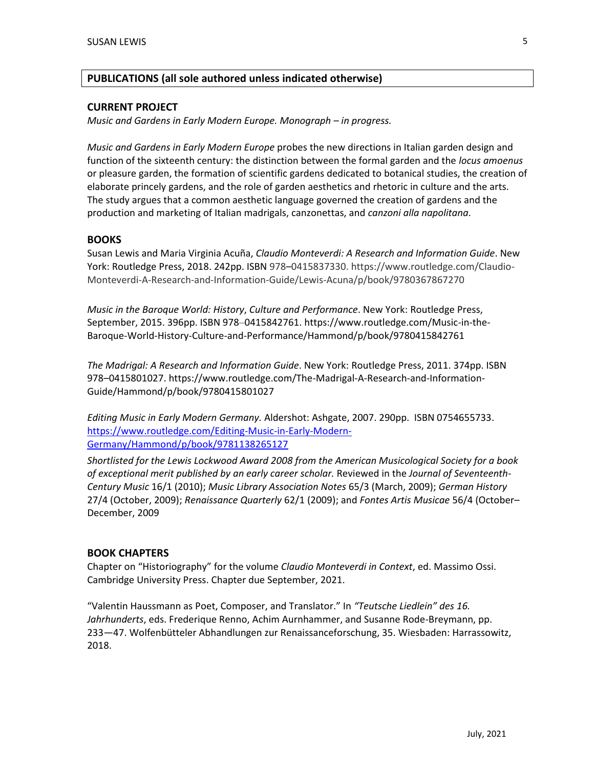## PUBLICATIONS (all sole authored unless indicated otherwise)

### CURRENT PROJECT

*Music and Gardens in Early Modern Europe. Monograph – in progress.*

*Music and Gardens in Early Modern Europe* probes the new directions in Italian garden design and function of the sixteenth century: the distinction between the formal garden and the *locus amoenus* or pleasure garden, the formation of scientific gardens dedicated to botanical studies, the creation of elaborate princely gardens, and the role of garden aesthetics and rhetoric in culture and the arts. The study argues that a common aesthetic language governed the creation of gardens and the production and marketing of Italian madrigals, canzonettas, and *canzoni alla napolitana*.

### BOOKS

Susan Lewis and Maria Virginia Acuña, *Claudio Monteverdi: A Research and Information Guide*. New York: Routledge Press, 2018. 242pp. ISBN 978–0415837330. https://www.routledge.com/Claudio-Monteverdi-A-Research-and-Information-Guide/Lewis-Acuna/p/book/9780367867270

*Music in the Baroque World: History*, *Culture and Performance*. New York: Routledge Press, September, 2015. 396pp. ISBN 978–0415842761. https://www.routledge.com/Music-in-the-Baroque-World-History-Culture-and-Performance/Hammond/p/book/9780415842761

*The Madrigal: A Research and Information Guide*. New York: Routledge Press, 2011. 374pp. ISBN 978–0415801027. https://www.routledge.com/The-Madrigal-A-Research-and-Information-Guide/Hammond/p/book/9780415801027

*Editing Music in Early Modern Germany.* Aldershot: Ashgate, 2007. 290pp. ISBN 0754655733. https://www.routledge.com/Editing-Music-in-Early-Modern-Germany/Hammond/p/book/9781138265127

*Shortlisted for the Lewis Lockwood Award 2008 from the American Musicological Society for a book of exceptional merit published by an early career scholar.* Reviewed in the *Journal of Seventeenth-Century Music* 16/1 (2010); *Music Library Association Notes* 65/3 (March, 2009); *German History* 27/4 (October, 2009); *Renaissance Quarterly* 62/1 (2009); and *Fontes Artis Musicae* 56/4 (October–December, 2009

### BOOK CHAPTERS

Chapter on "Historiography" for the volume *Claudio Monteverdi in Context*, ed. Massimo Ossi. Cambridge University Press. Chapter due September, 2021.

"Valentin Haussmann as Poet, Composer, and Translator." In *"Teutsche Liedlein" des 16. Jahrhunderts*, eds. Frederique Renno, Achim Aurnhammer, and Susanne Rode-Breymann, pp. 233—47. Wolfenbütteler Abhandlungen zur Renaissanceforschung, 35. Wiesbaden: Harrassowitz, 2018.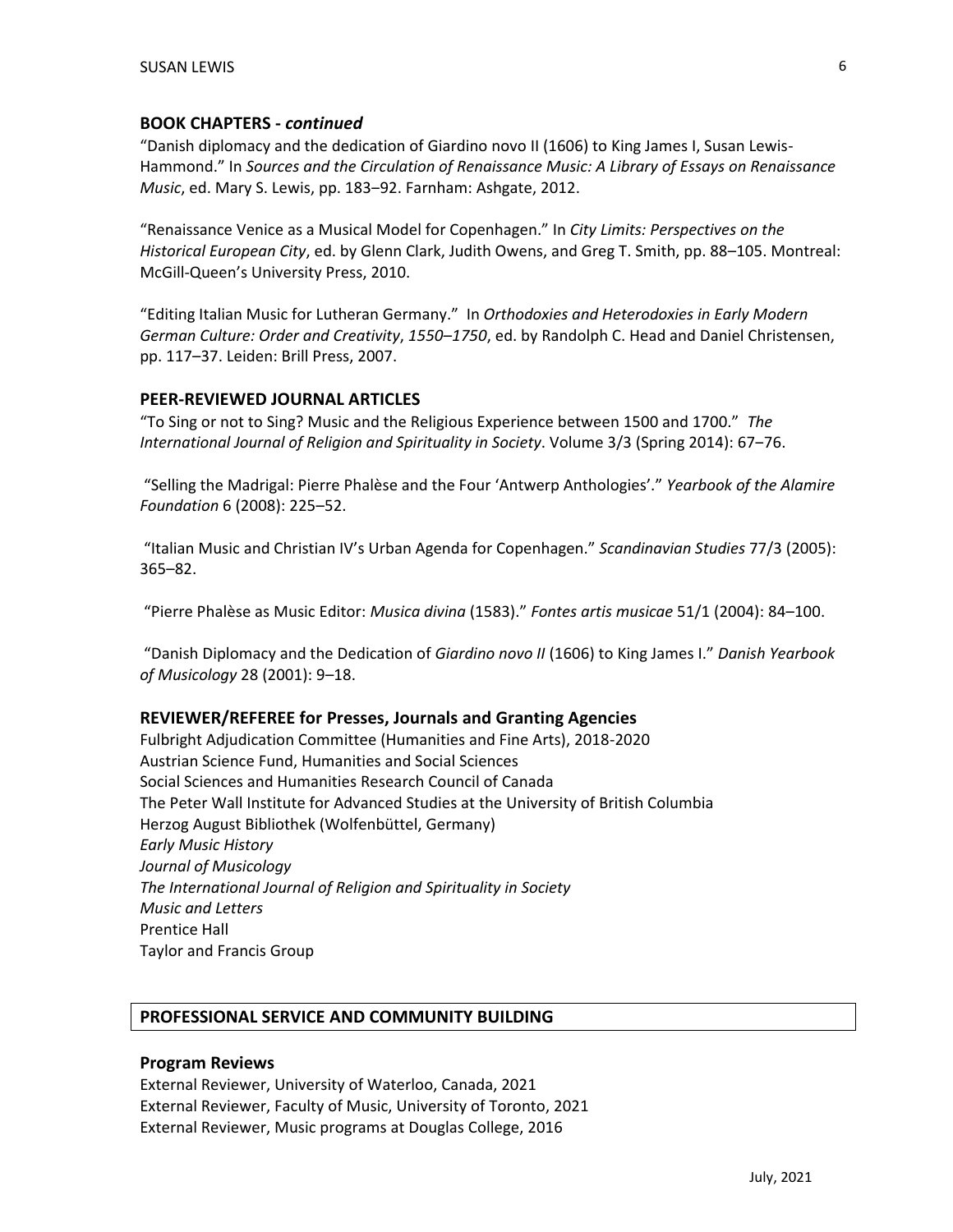### BOOK CHAPTERS - *continued*

"Danish diplomacy and the dedication of Giardino novo II (1606) to King James I, Susan Lewis-Hammond." In *Sources and the Circulation of Renaissance Music: A Library of Essays on Renaissance Music*, ed. Mary S. Lewis, pp. 183–92. Farnham: Ashgate, 2012.

"Renaissance Venice as a Musical Model for Copenhagen." In *City Limits: Perspectives on the Historical European City*, ed. by Glenn Clark, Judith Owens, and Greg T. Smith, pp. 88–105. Montreal: McGill-Queen's University Press, 2010.

"Editing Italian Music for Lutheran Germany." In *Orthodoxies and Heterodoxies in Early Modern German Culture: Order and Creativity*, *1550–1750*, ed. by Randolph C. Head and Daniel Christensen, pp. 117–37. Leiden: Brill Press, 2007.

### PEER-REVIEWED JOURNAL ARTICLES

"To Sing or not to Sing? Music and the Religious Experience between 1500 and 1700." *The International Journal of Religion and Spirituality in Society*. Volume 3/3 (Spring 2014): 67–76.

"Selling the Madrigal: Pierre Phalèse and the Four 'Antwerp Anthologies'." *Yearbook of the Alamire Foundation* 6 (2008): 225–52.

"Italian Music and Christian IV's Urban Agenda for Copenhagen." *Scandinavian Studies* 77/3 (2005): 365–82.

"Pierre Phalèse as Music Editor: *Musica divina* (1583)." *Fontes artis musicae* 51/1 (2004): 84–100.

"Danish Diplomacy and the Dedication of *Giardino novo II* (1606) to King James I." *Danish Yearbook of Musicology* 28 (2001): 9–18.

### REVIEWER/REFEREE for Presses, Journals and Granting Agencies

Fulbright Adjudication Committee (Humanities and Fine Arts), 2018-2020
Austrian Science Fund, Humanities and Social Sciences
Social Sciences and Humanities Research Council of Canada
The Peter Wall Institute for Advanced Studies at the University of British Columbia
Herzog August Bibliothek (Wolfenbüttel, Germany)
*Early Music History*
*Journal of Musicology*
*The International Journal of Religion and Spirituality in Society*
*Music and Letters*
Prentice Hall
Taylor and Francis Group

## PROFESSIONAL SERVICE AND COMMUNITY BUILDING

### Program Reviews

External Reviewer, University of Waterloo, Canada, 2021
External Reviewer, Faculty of Music, University of Toronto, 2021
External Reviewer, Music programs at Douglas College, 2016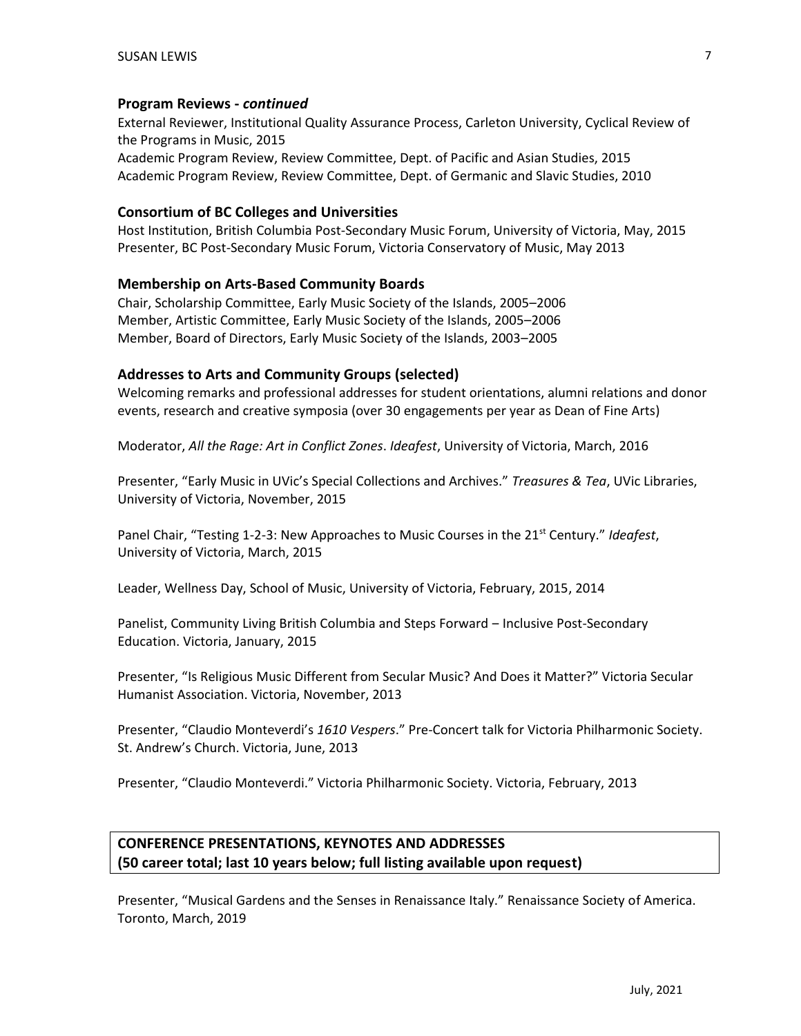### Program Reviews - *continued*

External Reviewer, Institutional Quality Assurance Process, Carleton University, Cyclical Review of the Programs in Music, 2015
Academic Program Review, Review Committee, Dept. of Pacific and Asian Studies, 2015
Academic Program Review, Review Committee, Dept. of Germanic and Slavic Studies, 2010

### Consortium of BC Colleges and Universities

Host Institution, British Columbia Post-Secondary Music Forum, University of Victoria, May, 2015
Presenter, BC Post-Secondary Music Forum, Victoria Conservatory of Music, May 2013

### Membership on Arts-Based Community Boards

Chair, Scholarship Committee, Early Music Society of the Islands, 2005–2006
Member, Artistic Committee, Early Music Society of the Islands, 2005–2006
Member, Board of Directors, Early Music Society of the Islands, 2003–2005

### Addresses to Arts and Community Groups (selected)

Welcoming remarks and professional addresses for student orientations, alumni relations and donor events, research and creative symposia (over 30 engagements per year as Dean of Fine Arts)

Moderator, *All the Rage: Art in Conflict Zones*. *Ideafest*, University of Victoria, March, 2016

Presenter, "Early Music in UVic's Special Collections and Archives." *Treasures & Tea*, UVic Libraries, University of Victoria, November, 2015

Panel Chair, "Testing 1-2-3: New Approaches to Music Courses in the 21st Century." *Ideafest*, University of Victoria, March, 2015

Leader, Wellness Day, School of Music, University of Victoria, February, 2015, 2014

Panelist, Community Living British Columbia and Steps Forward – Inclusive Post-Secondary Education. Victoria, January, 2015

Presenter, "Is Religious Music Different from Secular Music? And Does it Matter?" Victoria Secular Humanist Association. Victoria, November, 2013

Presenter, "Claudio Monteverdi's *1610 Vespers*." Pre-Concert talk for Victoria Philharmonic Society. St. Andrew's Church. Victoria, June, 2013

Presenter, "Claudio Monteverdi." Victoria Philharmonic Society. Victoria, February, 2013

## CONFERENCE PRESENTATIONS, KEYNOTES AND ADDRESSES (50 career total; last 10 years below; full listing available upon request)

Presenter, "Musical Gardens and the Senses in Renaissance Italy." Renaissance Society of America. Toronto, March, 2019

July, 2021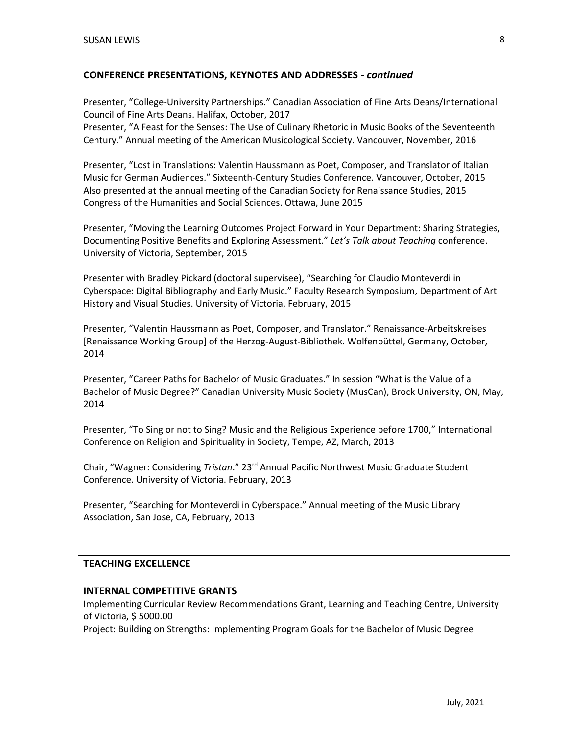## CONFERENCE PRESENTATIONS, KEYNOTES AND ADDRESSES - *continued*

Presenter, "College-University Partnerships." Canadian Association of Fine Arts Deans/International Council of Fine Arts Deans. Halifax, October, 2017
Presenter, "A Feast for the Senses: The Use of Culinary Rhetoric in Music Books of the Seventeenth Century." Annual meeting of the American Musicological Society. Vancouver, November, 2016

Presenter, "Lost in Translations: Valentin Haussmann as Poet, Composer, and Translator of Italian Music for German Audiences." Sixteenth-Century Studies Conference. Vancouver, October, 2015
Also presented at the annual meeting of the Canadian Society for Renaissance Studies, 2015 Congress of the Humanities and Social Sciences. Ottawa, June 2015

Presenter, "Moving the Learning Outcomes Project Forward in Your Department: Sharing Strategies, Documenting Positive Benefits and Exploring Assessment." *Let's Talk about Teaching* conference. University of Victoria, September, 2015

Presenter with Bradley Pickard (doctoral supervisee), "Searching for Claudio Monteverdi in Cyberspace: Digital Bibliography and Early Music." Faculty Research Symposium, Department of Art History and Visual Studies. University of Victoria, February, 2015

Presenter, "Valentin Haussmann as Poet, Composer, and Translator." Renaissance-Arbeitskreises [Renaissance Working Group] of the Herzog-August-Bibliothek. Wolfenbüttel, Germany, October, 2014

Presenter, "Career Paths for Bachelor of Music Graduates." In session "What is the Value of a Bachelor of Music Degree?" Canadian University Music Society (MusCan), Brock University, ON, May, 2014

Presenter, "To Sing or not to Sing? Music and the Religious Experience before 1700," International Conference on Religion and Spirituality in Society, Tempe, AZ, March, 2013

Chair, "Wagner: Considering *Tristan*." 23rd Annual Pacific Northwest Music Graduate Student Conference. University of Victoria. February, 2013

Presenter, "Searching for Monteverdi in Cyberspace." Annual meeting of the Music Library Association, San Jose, CA, February, 2013

## TEACHING EXCELLENCE

### INTERNAL COMPETITIVE GRANTS

Implementing Curricular Review Recommendations Grant, Learning and Teaching Centre, University of Victoria, $ 5000.00
Project: Building on Strengths: Implementing Program Goals for the Bachelor of Music Degree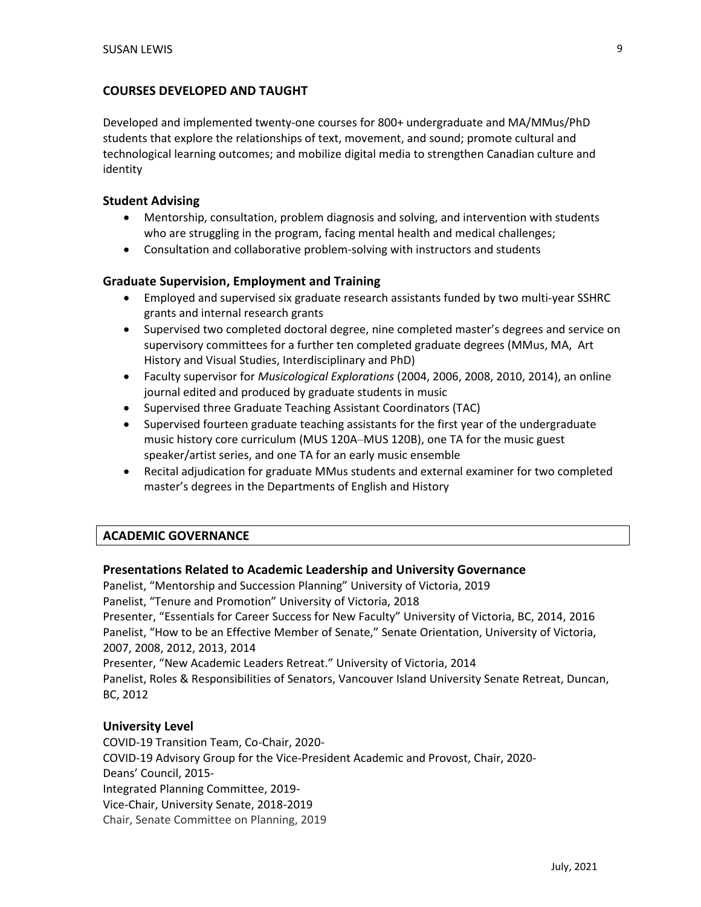## COURSES DEVELOPED AND TAUGHT

Developed and implemented twenty-one courses for 800+ undergraduate and MA/MMus/PhD students that explore the relationships of text, movement, and sound; promote cultural and technological learning outcomes; and mobilize digital media to strengthen Canadian culture and identity

### Student Advising

- Mentorship, consultation, problem diagnosis and solving, and intervention with students who are struggling in the program, facing mental health and medical challenges;
- Consultation and collaborative problem-solving with instructors and students

### Graduate Supervision, Employment and Training

- Employed and supervised six graduate research assistants funded by two multi-year SSHRC grants and internal research grants
- Supervised two completed doctoral degree, nine completed master's degrees and service on supervisory committees for a further ten completed graduate degrees (MMus, MA, Art History and Visual Studies, Interdisciplinary and PhD)
- Faculty supervisor for *Musicological Explorations* (2004, 2006, 2008, 2010, 2014), an online journal edited and produced by graduate students in music
- Supervised three Graduate Teaching Assistant Coordinators (TAC)
- Supervised fourteen graduate teaching assistants for the first year of the undergraduate music history core curriculum (MUS 120A–MUS 120B), one TA for the music guest speaker/artist series, and one TA for an early music ensemble
- Recital adjudication for graduate MMus students and external examiner for two completed master's degrees in the Departments of English and History

## ACADEMIC GOVERNANCE

### Presentations Related to Academic Leadership and University Governance

Panelist, "Mentorship and Succession Planning" University of Victoria, 2019
Panelist, "Tenure and Promotion" University of Victoria, 2018
Presenter, "Essentials for Career Success for New Faculty" University of Victoria, BC, 2014, 2016
Panelist, "How to be an Effective Member of Senate," Senate Orientation, University of Victoria, 2007, 2008, 2012, 2013, 2014
Presenter, "New Academic Leaders Retreat." University of Victoria, 2014
Panelist, Roles & Responsibilities of Senators, Vancouver Island University Senate Retreat, Duncan, BC, 2012

### University Level

COVID-19 Transition Team, Co-Chair, 2020-
COVID-19 Advisory Group for the Vice-President Academic and Provost, Chair, 2020-
Deans' Council, 2015-
Integrated Planning Committee, 2019-
Vice-Chair, University Senate, 2018-2019
Chair, Senate Committee on Planning, 2019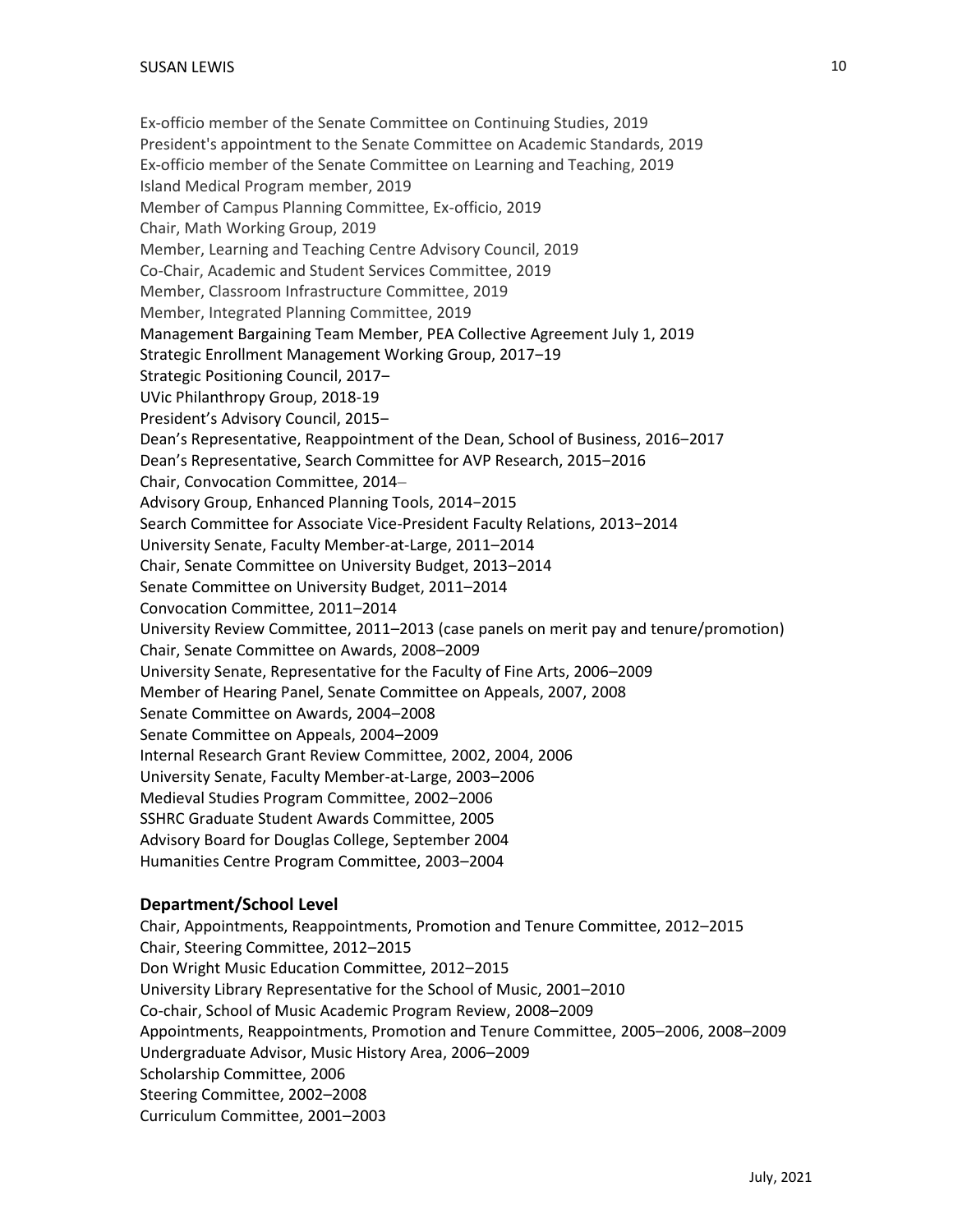Ex-officio member of the Senate Committee on Continuing Studies, 2019
President's appointment to the Senate Committee on Academic Standards, 2019
Ex-officio member of the Senate Committee on Learning and Teaching, 2019
Island Medical Program member, 2019
Member of Campus Planning Committee, Ex-officio, 2019
Chair, Math Working Group, 2019
Member, Learning and Teaching Centre Advisory Council, 2019
Co-Chair, Academic and Student Services Committee, 2019
Member, Classroom Infrastructure Committee, 2019
Member, Integrated Planning Committee, 2019
Management Bargaining Team Member, PEA Collective Agreement July 1, 2019
Strategic Enrollment Management Working Group, 2017–19
Strategic Positioning Council, 2017–
UVic Philanthropy Group, 2018-19
President's Advisory Council, 2015–
Dean's Representative, Reappointment of the Dean, School of Business, 2016–2017
Dean's Representative, Search Committee for AVP Research, 2015–2016
Chair, Convocation Committee, 2014–
Advisory Group, Enhanced Planning Tools, 2014–2015
Search Committee for Associate Vice-President Faculty Relations, 2013–2014
University Senate, Faculty Member-at-Large, 2011–2014
Chair, Senate Committee on University Budget, 2013–2014
Senate Committee on University Budget, 2011–2014
Convocation Committee, 2011–2014
University Review Committee, 2011–2013 (case panels on merit pay and tenure/promotion)
Chair, Senate Committee on Awards, 2008–2009
University Senate, Representative for the Faculty of Fine Arts, 2006–2009
Member of Hearing Panel, Senate Committee on Appeals, 2007, 2008
Senate Committee on Awards, 2004–2008
Senate Committee on Appeals, 2004–2009
Internal Research Grant Review Committee, 2002, 2004, 2006
University Senate, Faculty Member-at-Large, 2003–2006
Medieval Studies Program Committee, 2002–2006
SSHRC Graduate Student Awards Committee, 2005
Advisory Board for Douglas College, September 2004
Humanities Centre Program Committee, 2003–2004

### Department/School Level

Chair, Appointments, Reappointments, Promotion and Tenure Committee, 2012–2015
Chair, Steering Committee, 2012–2015
Don Wright Music Education Committee, 2012–2015
University Library Representative for the School of Music, 2001–2010
Co-chair, School of Music Academic Program Review, 2008–2009
Appointments, Reappointments, Promotion and Tenure Committee, 2005–2006, 2008–2009
Undergraduate Advisor, Music History Area, 2006–2009
Scholarship Committee, 2006
Steering Committee, 2002–2008
Curriculum Committee, 2001–2003

July, 2021